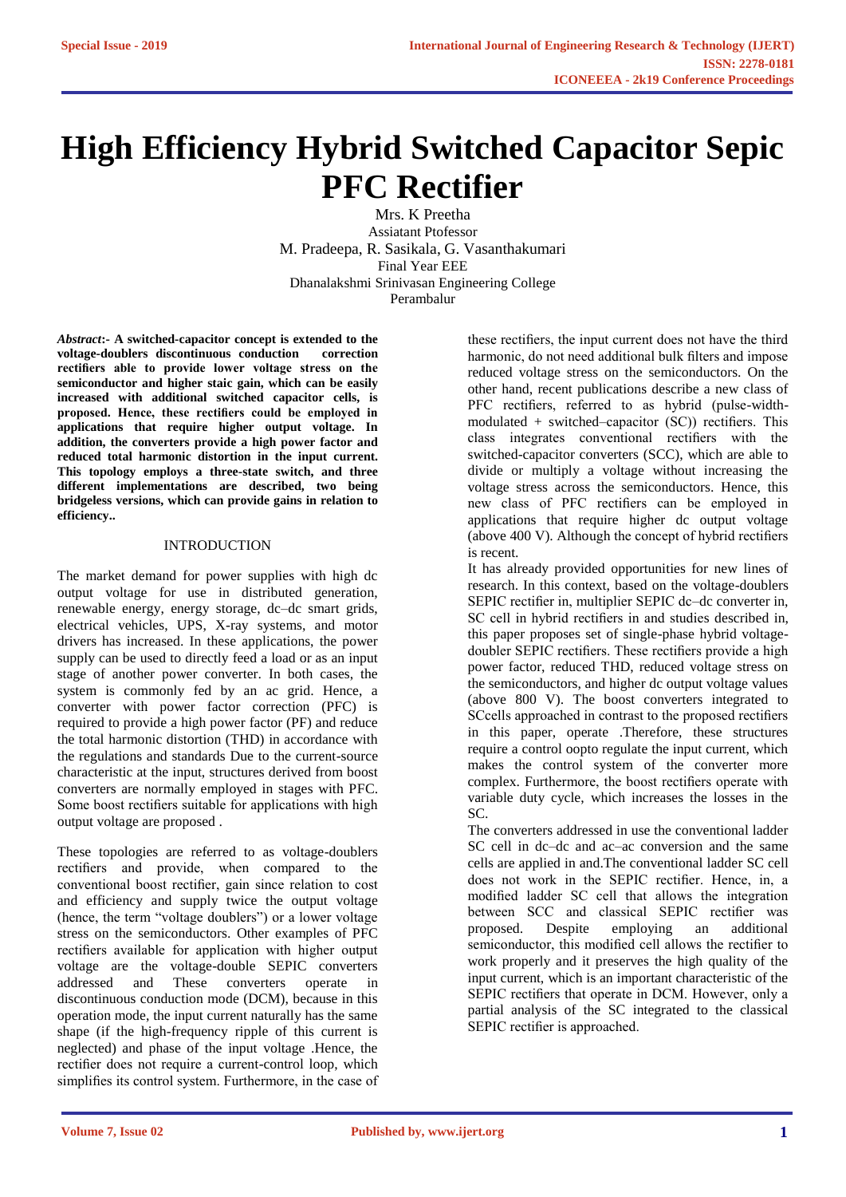# High Efficiency Hybrid Switched Capacitor Sepic PFC Rectifier

Mrs. K Preetha
Assiatant Ptofessor
M. Pradeepa, R. Sasikala, G. Vasanthakumari
Final Year EEE
Dhanalakshmi Srinivasan Engineering College
Perambalur

***Abstract*:- A switched-capacitor concept is extended to the voltage-doublers discontinuous conduction correction rectifiers able to provide lower voltage stress on the semiconductor and higher staic gain, which can be easily increased with additional switched capacitor cells, is proposed. Hence, these rectifiers could be employed in applications that require higher output voltage. In addition, the converters provide a high power factor and reduced total harmonic distortion in the input current. This topology employs a three-state switch, and three different implementations are described, two being bridgeless versions, which can provide gains in relation to efficiency..**

## INTRODUCTION

The market demand for power supplies with high dc output voltage for use in distributed generation, renewable energy, energy storage, dc–dc smart grids, electrical vehicles, UPS, X-ray systems, and motor drivers has increased. In these applications, the power supply can be used to directly feed a load or as an input stage of another power converter. In both cases, the system is commonly fed by an ac grid. Hence, a converter with power factor correction (PFC) is required to provide a high power factor (PF) and reduce the total harmonic distortion (THD) in accordance with the regulations and standards Due to the current-source characteristic at the input, structures derived from boost converters are normally employed in stages with PFC. Some boost rectifiers suitable for applications with high output voltage are proposed .

These topologies are referred to as voltage-doublers rectifiers and provide, when compared to the conventional boost rectifier, gain since relation to cost and efficiency and supply twice the output voltage (hence, the term "voltage doublers") or a lower voltage stress on the semiconductors. Other examples of PFC rectifiers available for application with higher output voltage are the voltage-double SEPIC converters addressed and These converters operate in discontinuous conduction mode (DCM), because in this operation mode, the input current naturally has the same shape (if the high-frequency ripple of this current is neglected) and phase of the input voltage .Hence, the rectifier does not require a current-control loop, which simplifies its control system. Furthermore, in the case of these rectifiers, the input current does not have the third harmonic, do not need additional bulk filters and impose reduced voltage stress on the semiconductors. On the other hand, recent publications describe a new class of PFC rectifiers, referred to as hybrid (pulse-width-modulated + switched–capacitor (SC)) rectifiers. This class integrates conventional rectifiers with the switched-capacitor converters (SCC), which are able to divide or multiply a voltage without increasing the voltage stress across the semiconductors. Hence, this new class of PFC rectifiers can be employed in applications that require higher dc output voltage (above 400 V). Although the concept of hybrid rectifiers is recent.

It has already provided opportunities for new lines of research. In this context, based on the voltage-doublers SEPIC rectifier in, multiplier SEPIC dc–dc converter in, SC cell in hybrid rectifiers in and studies described in, this paper proposes set of single-phase hybrid voltage-doubler SEPIC rectifiers. These rectifiers provide a high power factor, reduced THD, reduced voltage stress on the semiconductors, and higher dc output voltage values (above 800 V). The boost converters integrated to SCcells approached in contrast to the proposed rectifiers in this paper, operate .Therefore, these structures require a control oopto regulate the input current, which makes the control system of the converter more complex. Furthermore, the boost rectifiers operate with variable duty cycle, which increases the losses in the SC.

The converters addressed in use the conventional ladder SC cell in dc–dc and ac–ac conversion and the same cells are applied in and.The conventional ladder SC cell does not work in the SEPIC rectifier. Hence, in, a modified ladder SC cell that allows the integration between SCC and classical SEPIC rectifier was proposed. Despite employing an additional semiconductor, this modified cell allows the rectifier to work properly and it preserves the high quality of the input current, which is an important characteristic of the SEPIC rectifiers that operate in DCM. However, only a partial analysis of the SC integrated to the classical SEPIC rectifier is approached.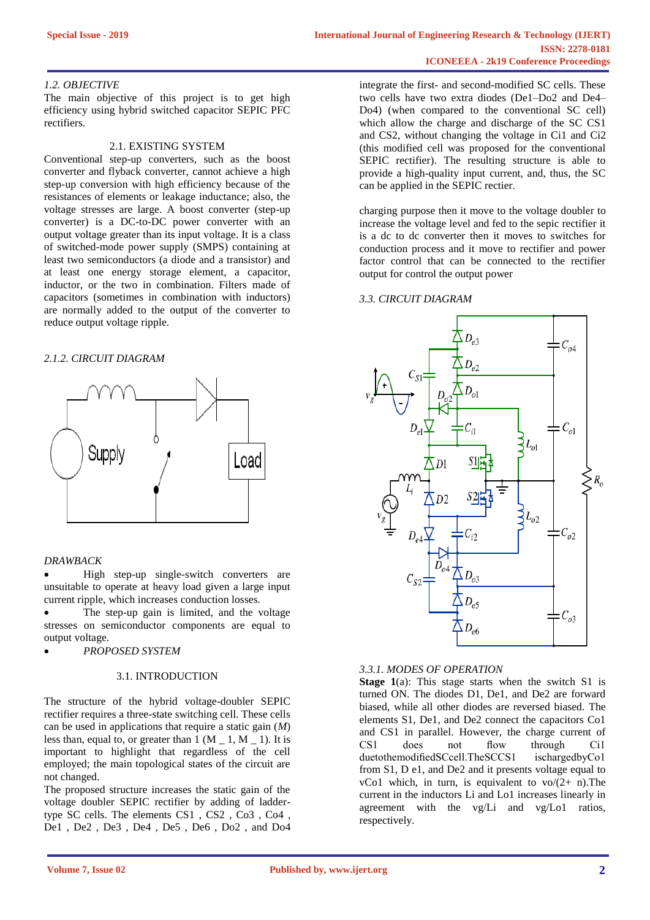*1.2. OBJECTIVE*

The main objective of this project is to get high efficiency using hybrid switched capacitor SEPIC PFC rectifiers.

## 2.1. EXISTING SYSTEM

Conventional step-up converters, such as the boost converter and flyback converter, cannot achieve a high step-up conversion with high efficiency because of the resistances of elements or leakage inductance; also, the voltage stresses are large. A boost converter (step-up converter) is a DC-to-DC power converter with an output voltage greater than its input voltage. It is a class of switched-mode power supply (SMPS) containing at least two semiconductors (a diode and a transistor) and at least one energy storage element, a capacitor, inductor, or the two in combination. Filters made of capacitors (sometimes in combination with inductors) are normally added to the output of the converter to reduce output voltage ripple.

*2.1.2. CIRCUIT DIAGRAM*

*DRAWBACK*

- High step-up single-switch converters are unsuitable to operate at heavy load given a large input current ripple, which increases conduction losses.
- The step-up gain is limited, and the voltage stresses on semiconductor components are equal to output voltage.
- *PROPOSED SYSTEM*

## 3.1. INTRODUCTION

The structure of the hybrid voltage-doubler SEPIC rectifier requires a three-state switching cell. These cells can be used in applications that require a static gain ($M$) less than, equal to, or greater than 1 (M _ 1, M _ 1). It is important to highlight that regardless of the cell employed; the main topological states of the circuit are not changed.

The proposed structure increases the static gain of the voltage doubler SEPIC rectifier by adding of ladder-type SC cells. The elements CS1 , CS2 , Co3 , Co4 , De1 , De2 , De3 , De4 , De5 , De6 , Do2 , and Do4 integrate the first- and second-modified SC cells. These two cells have two extra diodes (De1–Do2 and De4–Do4) (when compared to the conventional SC cell) which allow the charge and discharge of the SC CS1 and CS2, without changing the voltage in Ci1 and Ci2 (this modified cell was proposed for the conventional SEPIC rectifier). The resulting structure is able to provide a high-quality input current, and, thus, the SC can be applied in the SEPIC rectier.

charging purpose then it move to the voltage doubler to increase the voltage level and fed to the sepic rectifier it is a dc to dc converter then it moves to switches for conduction process and it move to rectifier and power factor control that can be connected to the rectifier output for control the output power

*3.3. CIRCUIT DIAGRAM*

*3.3.1. MODES OF OPERATION*

**Stage 1**(a): This stage starts when the switch S1 is turned ON. The diodes D1, De1, and De2 are forward biased, while all other diodes are reversed biased. The elements S1, De1, and De2 connect the capacitors Co1 and CS1 in parallel. However, the charge current of CS1 does not flow through Ci1 duetothemodifiedSCcell.TheSCCS1 ischargedbyCo1 from S1, D e1, and De2 and it presents voltage equal to vCo1 which, in turn, is equivalent to vo/(2+ n).The current in the inductors Li and Lo1 increases linearly in agreement with the vg/Li and vg/Lo1 ratios, respectively.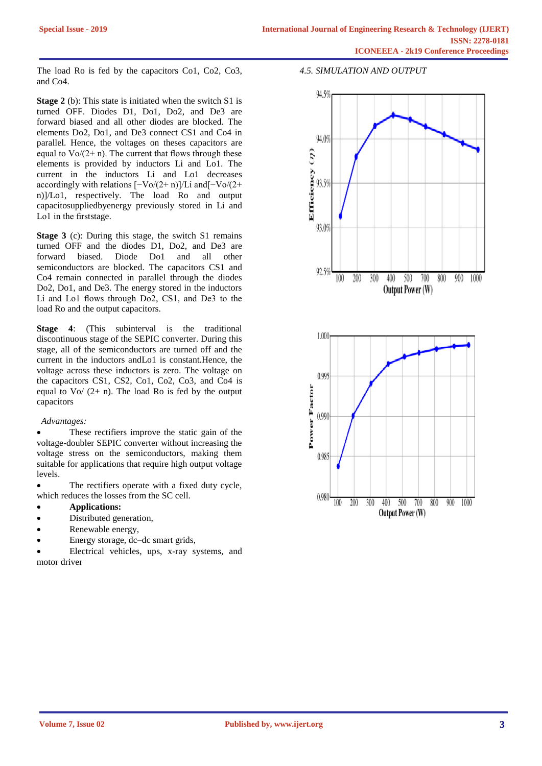The load Ro is fed by the capacitors Co1, Co2, Co3, and Co4.

**Stage 2** (b): This state is initiated when the switch S1 is turned OFF. Diodes D1, Do1, Do2, and De3 are forward biased and all other diodes are blocked. The elements Do2, Do1, and De3 connect CS1 and Co4 in parallel. Hence, the voltages on theses capacitors are equal to Vo/(2+ n). The current that flows through these elements is provided by inductors Li and Lo1. The current in the inductors Li and Lo1 decreases accordingly with relations [−Vo/(2+ n)]/Li and[−Vo/(2+ n)]/Lo1, respectively. The load Ro and output capacitosuppliedbyenergy previously stored in Li and Lo1 in the firststage.

**Stage 3** (c): During this stage, the switch S1 remains turned OFF and the diodes D1, Do2, and De3 are forward biased. Diode Do1 and all other semiconductors are blocked. The capacitors CS1 and Co4 remain connected in parallel through the diodes Do2, Do1, and De3. The energy stored in the inductors Li and Lo1 flows through Do2, CS1, and De3 to the load Ro and the output capacitors.

**Stage 4**: (This subinterval is the traditional discontinuous stage of the SEPIC converter. During this stage, all of the semiconductors are turned off and the current in the inductors andLo1 is constant.Hence, the voltage across these inductors is zero. The voltage on the capacitors CS1, CS2, Co1, Co2, Co3, and Co4 is equal to Vo/ (2+ n). The load Ro is fed by the output capacitors

*Advantages:*

- These rectifiers improve the static gain of the voltage-doubler SEPIC converter without increasing the voltage stress on the semiconductors, making them suitable for applications that require high output voltage levels.
- The rectifiers operate with a fixed duty cycle, which reduces the losses from the SC cell.
- **Applications:**
- Distributed generation,
- Renewable energy,
- Energy storage, dc–dc smart grids,
- Electrical vehicles, ups, x-ray systems, and motor driver

*4.5. SIMULATION AND OUTPUT*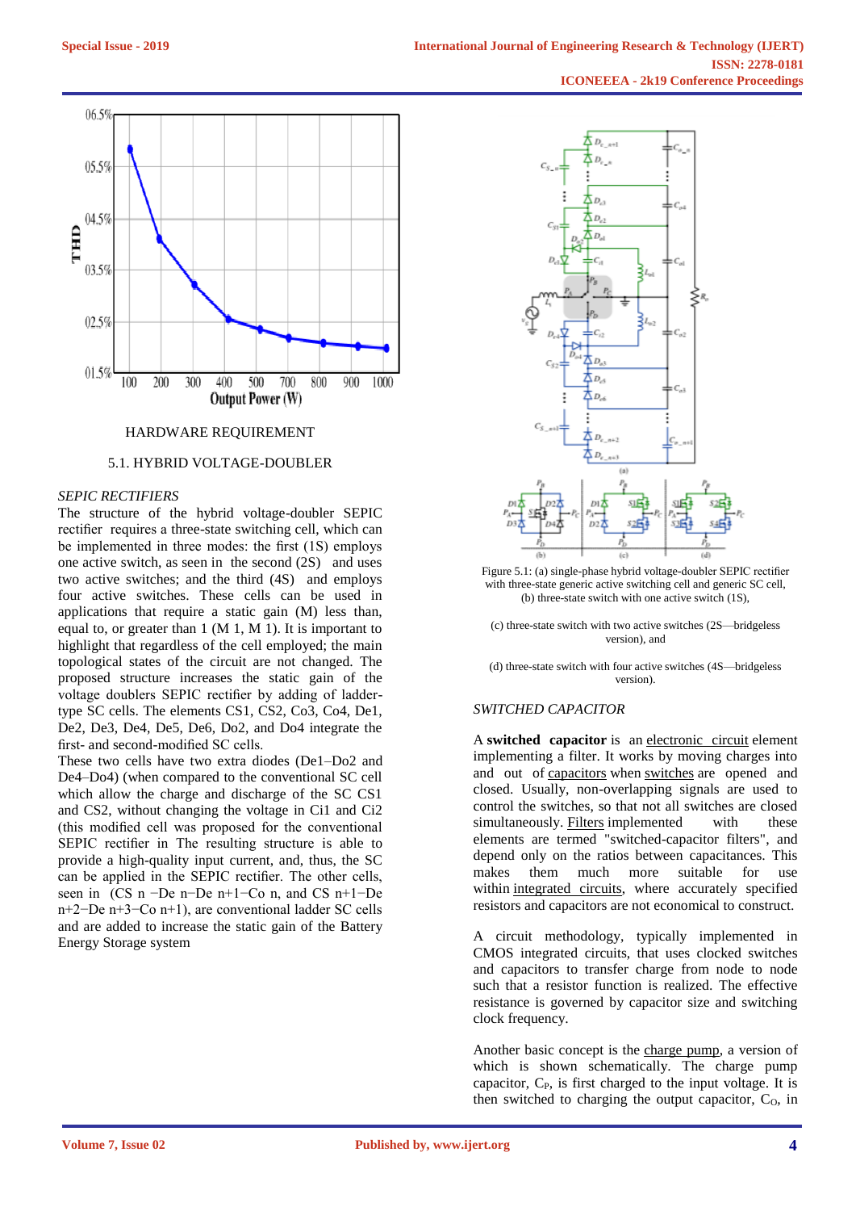HARDWARE REQUIREMENT

5.1. HYBRID VOLTAGE-DOUBLER

*SEPIC RECTIFIERS*

The structure of the hybrid voltage-doubler SEPIC rectifier requires a three-state switching cell, which can be implemented in three modes: the first (1S) employs one active switch, as seen in the second (2S) and uses two active switches; and the third (4S) and employs four active switches. These cells can be used in applications that require a static gain (M) less than, equal to, or greater than 1 (M 1, M 1). It is important to highlight that regardless of the cell employed; the main topological states of the circuit are not changed. The proposed structure increases the static gain of the voltage doublers SEPIC rectifier by adding of ladder-type SC cells. The elements CS1, CS2, Co3, Co4, De1, De2, De3, De4, De5, De6, Do2, and Do4 integrate the first- and second-modified SC cells.

These two cells have two extra diodes (De1–Do2 and De4–Do4) (when compared to the conventional SC cell which allow the charge and discharge of the SC CS1 and CS2, without changing the voltage in Ci1 and Ci2 (this modified cell was proposed for the conventional SEPIC rectifier in The resulting structure is able to provide a high-quality input current, and, thus, the SC can be applied in the SEPIC rectifier. The other cells, seen in (CS n −De n−De n+1−Co n, and CS n+1−De n+2−De n+3−Co n+1), are conventional ladder SC cells and are added to increase the static gain of the Battery Energy Storage system

Figure 5.1: (a) single-phase hybrid voltage-doubler SEPIC rectifier with three-state generic active switching cell and generic SC cell, (b) three-state switch with one active switch (1S),

(c) three-state switch with two active switches (2S—bridgeless version), and

(d) three-state switch with four active switches (4S—bridgeless version).

*SWITCHED CAPACITOR*

A **switched capacitor** is an electronic circuit element implementing a filter. It works by moving charges into and out of capacitors when switches are opened and closed. Usually, non-overlapping signals are used to control the switches, so that not all switches are closed simultaneously. Filters implemented with these elements are termed "switched-capacitor filters", and depend only on the ratios between capacitances. This makes them much more suitable for use within integrated circuits, where accurately specified resistors and capacitors are not economical to construct.

A circuit methodology, typically implemented in CMOS integrated circuits, that uses clocked switches and capacitors to transfer charge from node to node such that a resistor function is realized. The effective resistance is governed by capacitor size and switching clock frequency.

Another basic concept is the charge pump, a version of which is shown schematically. The charge pump capacitor, $C_P$, is first charged to the input voltage. It is then switched to charging the output capacitor, $C_O$, in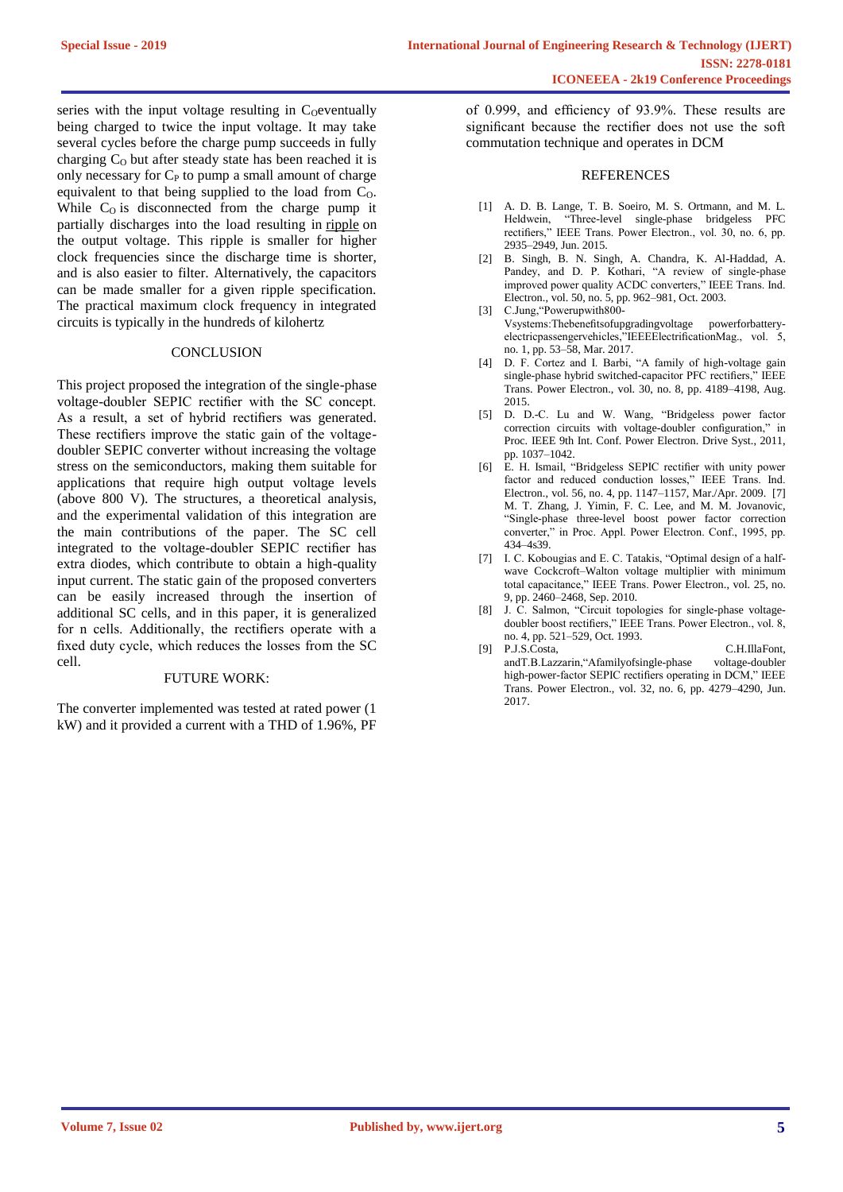series with the input voltage resulting in $C_O$eventually being charged to twice the input voltage. It may take several cycles before the charge pump succeeds in fully charging $C_O$ but after steady state has been reached it is only necessary for $C_P$ to pump a small amount of charge equivalent to that being supplied to the load from $C_O$. While $C_O$ is disconnected from the charge pump it partially discharges into the load resulting in ripple on the output voltage. This ripple is smaller for higher clock frequencies since the discharge time is shorter, and is also easier to filter. Alternatively, the capacitors can be made smaller for a given ripple specification. The practical maximum clock frequency in integrated circuits is typically in the hundreds of kilohertz

## CONCLUSION

This project proposed the integration of the single-phase voltage-doubler SEPIC rectifier with the SC concept. As a result, a set of hybrid rectifiers was generated. These rectifiers improve the static gain of the voltage-doubler SEPIC converter without increasing the voltage stress on the semiconductors, making them suitable for applications that require high output voltage levels (above 800 V). The structures, a theoretical analysis, and the experimental validation of this integration are the main contributions of the paper. The SC cell integrated to the voltage-doubler SEPIC rectifier has extra diodes, which contribute to obtain a high-quality input current. The static gain of the proposed converters can be easily increased through the insertion of additional SC cells, and in this paper, it is generalized for n cells. Additionally, the rectifiers operate with a fixed duty cycle, which reduces the losses from the SC cell.

## FUTURE WORK:

The converter implemented was tested at rated power (1 kW) and it provided a current with a THD of 1.96%, PF of 0.999, and efficiency of 93.9%. These results are significant because the rectifier does not use the soft commutation technique and operates in DCM

## REFERENCES

[1] A. D. B. Lange, T. B. Soeiro, M. S. Ortmann, and M. L. Heldwein, "Three-level single-phase bridgeless PFC rectifiers," IEEE Trans. Power Electron., vol. 30, no. 6, pp. 2935–2949, Jun. 2015.

[2] B. Singh, B. N. Singh, A. Chandra, K. Al-Haddad, A. Pandey, and D. P. Kothari, "A review of single-phase improved power quality ACDC converters," IEEE Trans. Ind. Electron., vol. 50, no. 5, pp. 962–981, Oct. 2003.

[3] C.Jung,"Powerupwith800-Vsystems:Thebenefitsofupgradingvoltage powerforbattery-electricpassengervehicles,"IEEEElectrificationMag., vol. 5, no. 1, pp. 53–58, Mar. 2017.

[4] D. F. Cortez and I. Barbi, "A family of high-voltage gain single-phase hybrid switched-capacitor PFC rectifiers," IEEE Trans. Power Electron., vol. 30, no. 8, pp. 4189–4198, Aug. 2015.

[5] D. D.-C. Lu and W. Wang, "Bridgeless power factor correction circuits with voltage-doubler configuration," in Proc. IEEE 9th Int. Conf. Power Electron. Drive Syst., 2011, pp. 1037–1042.

[6] E. H. Ismail, "Bridgeless SEPIC rectifier with unity power factor and reduced conduction losses," IEEE Trans. Ind. Electron., vol. 56, no. 4, pp. 1147–1157, Mar./Apr. 2009. [7] M. T. Zhang, J. Yimin, F. C. Lee, and M. M. Jovanovic, "Single-phase three-level boost power factor correction converter," in Proc. Appl. Power Electron. Conf., 1995, pp. 434–4s39.

[7] I. C. Kobougias and E. C. Tatakis, "Optimal design of a half-wave Cockcroft–Walton voltage multiplier with minimum total capacitance," IEEE Trans. Power Electron., vol. 25, no. 9, pp. 2460–2468, Sep. 2010.

[8] J. C. Salmon, "Circuit topologies for single-phase voltage-doubler boost rectifiers," IEEE Trans. Power Electron., vol. 8, no. 4, pp. 521–529, Oct. 1993.

[9] P.J.S.Costa, C.H.IllaFont, andT.B.Lazzarin,"Afamilyofsingle-phase voltage-doubler high-power-factor SEPIC rectifiers operating in DCM," IEEE Trans. Power Electron., vol. 32, no. 6, pp. 4279–4290, Jun. 2017.